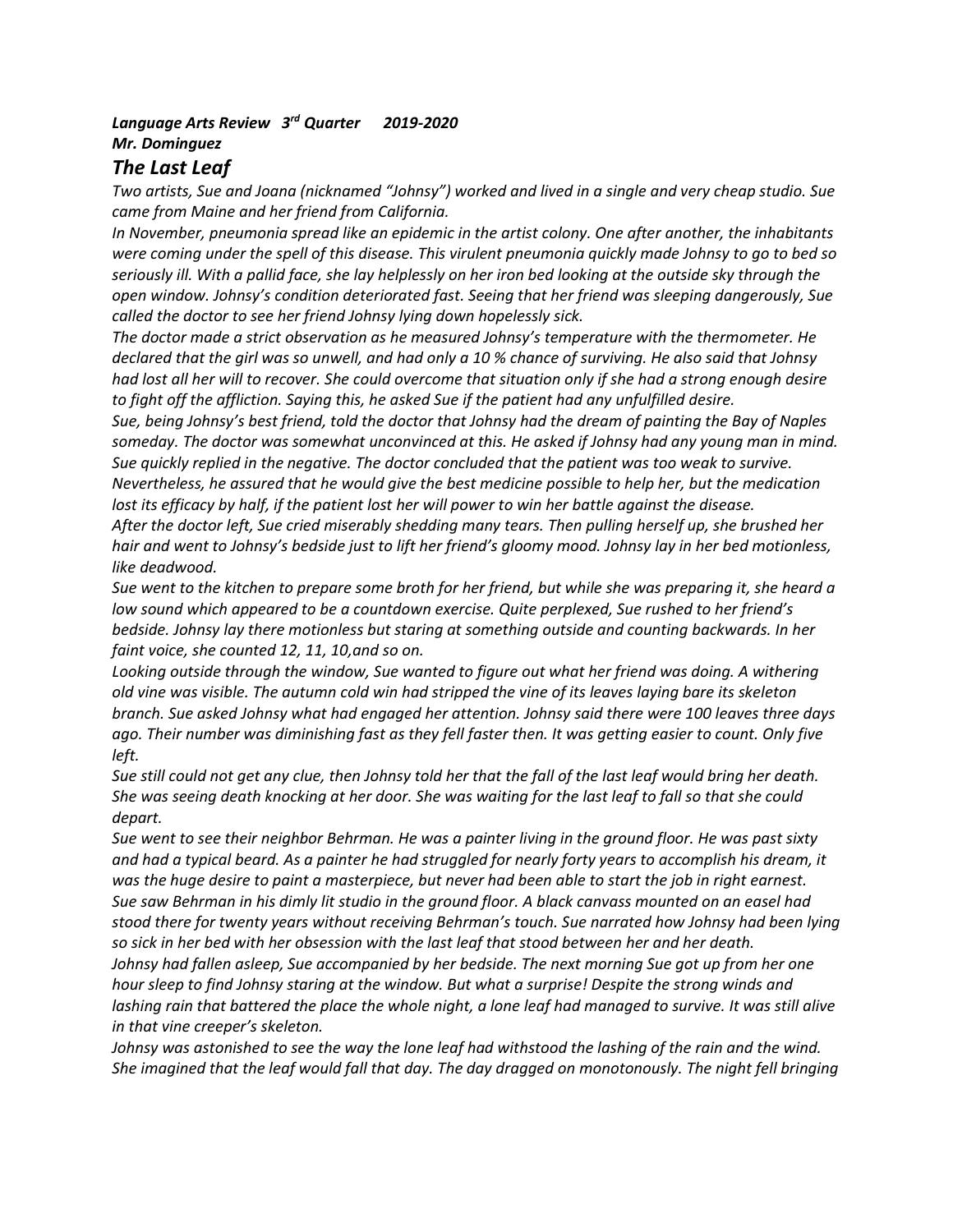***Language Arts Review 3rd Quarter 2019-2020***
***Mr. Dominguez***

## *The Last Leaf*

*Two artists, Sue and Joana (nicknamed "Johnsy") worked and lived in a single and very cheap studio. Sue came from Maine and her friend from California.*

*In November, pneumonia spread like an epidemic in the artist colony. One after another, the inhabitants were coming under the spell of this disease. This virulent pneumonia quickly made Johnsy to go to bed so seriously ill. With a pallid face, she lay helplessly on her iron bed looking at the outside sky through the open window. Johnsy's condition deteriorated fast. Seeing that her friend was sleeping dangerously, Sue called the doctor to see her friend Johnsy lying down hopelessly sick.*

*The doctor made a strict observation as he measured Johnsy's temperature with the thermometer. He declared that the girl was so unwell, and had only a 10 % chance of surviving. He also said that Johnsy had lost all her will to recover. She could overcome that situation only if she had a strong enough desire to fight off the affliction. Saying this, he asked Sue if the patient had any unfulfilled desire.*

*Sue, being Johnsy's best friend, told the doctor that Johnsy had the dream of painting the Bay of Naples someday. The doctor was somewhat unconvinced at this. He asked if Johnsy had any young man in mind. Sue quickly replied in the negative. The doctor concluded that the patient was too weak to survive. Nevertheless, he assured that he would give the best medicine possible to help her, but the medication lost its efficacy by half, if the patient lost her will power to win her battle against the disease.*

*After the doctor left, Sue cried miserably shedding many tears. Then pulling herself up, she brushed her hair and went to Johnsy's bedside just to lift her friend's gloomy mood. Johnsy lay in her bed motionless, like deadwood.*

*Sue went to the kitchen to prepare some broth for her friend, but while she was preparing it, she heard a low sound which appeared to be a countdown exercise. Quite perplexed, Sue rushed to her friend's bedside. Johnsy lay there motionless but staring at something outside and counting backwards. In her faint voice, she counted 12, 11, 10,and so on.*

*Looking outside through the window, Sue wanted to figure out what her friend was doing. A withering old vine was visible. The autumn cold win had stripped the vine of its leaves laying bare its skeleton branch. Sue asked Johnsy what had engaged her attention. Johnsy said there were 100 leaves three days ago. Their number was diminishing fast as they fell faster then. It was getting easier to count. Only five left.*

*Sue still could not get any clue, then Johnsy told her that the fall of the last leaf would bring her death. She was seeing death knocking at her door. She was waiting for the last leaf to fall so that she could depart.*

*Sue went to see their neighbor Behrman. He was a painter living in the ground floor. He was past sixty and had a typical beard. As a painter he had struggled for nearly forty years to accomplish his dream, it was the huge desire to paint a masterpiece, but never had been able to start the job in right earnest. Sue saw Behrman in his dimly lit studio in the ground floor. A black canvass mounted on an easel had stood there for twenty years without receiving Behrman's touch. Sue narrated how Johnsy had been lying so sick in her bed with her obsession with the last leaf that stood between her and her death.*

*Johnsy had fallen asleep, Sue accompanied by her bedside. The next morning Sue got up from her one hour sleep to find Johnsy staring at the window. But what a surprise! Despite the strong winds and lashing rain that battered the place the whole night, a lone leaf had managed to survive. It was still alive in that vine creeper's skeleton.*

*Johnsy was astonished to see the way the lone leaf had withstood the lashing of the rain and the wind. She imagined that the leaf would fall that day. The day dragged on monotonously. The night fell bringing*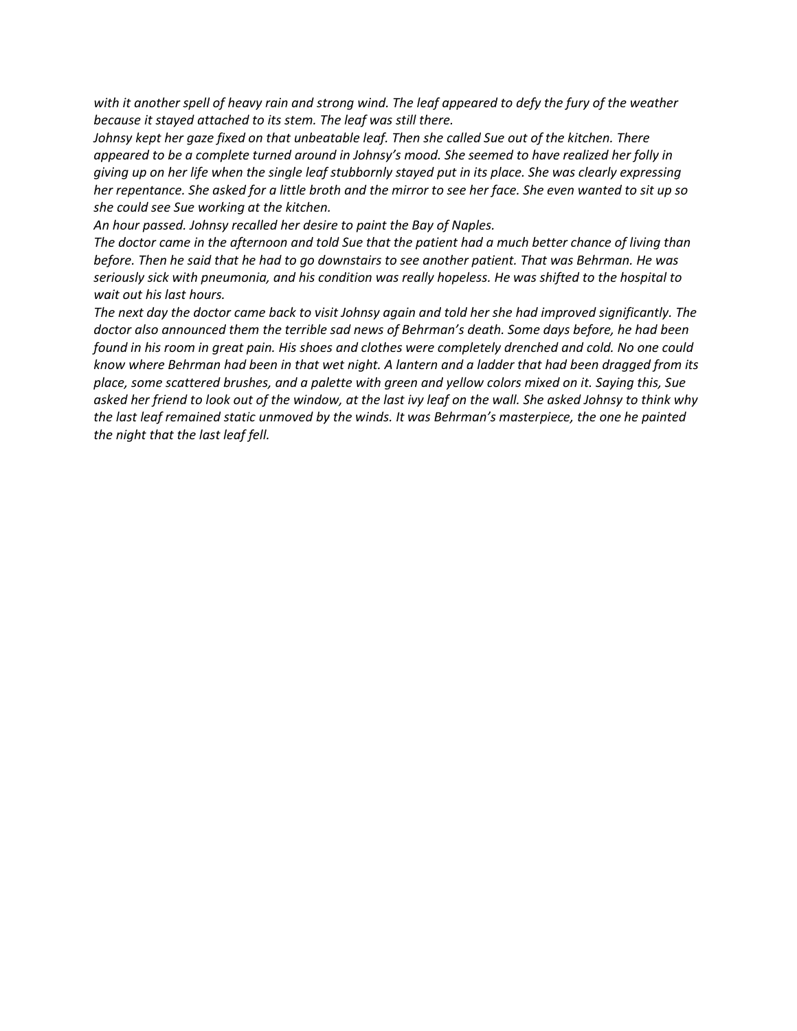*with it another spell of heavy rain and strong wind. The leaf appeared to defy the fury of the weather because it stayed attached to its stem. The leaf was still there.*

*Johnsy kept her gaze fixed on that unbeatable leaf. Then she called Sue out of the kitchen. There appeared to be a complete turned around in Johnsy's mood. She seemed to have realized her folly in giving up on her life when the single leaf stubbornly stayed put in its place. She was clearly expressing her repentance. She asked for a little broth and the mirror to see her face. She even wanted to sit up so she could see Sue working at the kitchen.*

*An hour passed. Johnsy recalled her desire to paint the Bay of Naples.*

*The doctor came in the afternoon and told Sue that the patient had a much better chance of living than before. Then he said that he had to go downstairs to see another patient. That was Behrman. He was seriously sick with pneumonia, and his condition was really hopeless. He was shifted to the hospital to wait out his last hours.*

*The next day the doctor came back to visit Johnsy again and told her she had improved significantly. The doctor also announced them the terrible sad news of Behrman's death. Some days before, he had been found in his room in great pain. His shoes and clothes were completely drenched and cold. No one could know where Behrman had been in that wet night. A lantern and a ladder that had been dragged from its place, some scattered brushes, and a palette with green and yellow colors mixed on it. Saying this, Sue asked her friend to look out of the window, at the last ivy leaf on the wall. She asked Johnsy to think why the last leaf remained static unmoved by the winds. It was Behrman's masterpiece, the one he painted the night that the last leaf fell.*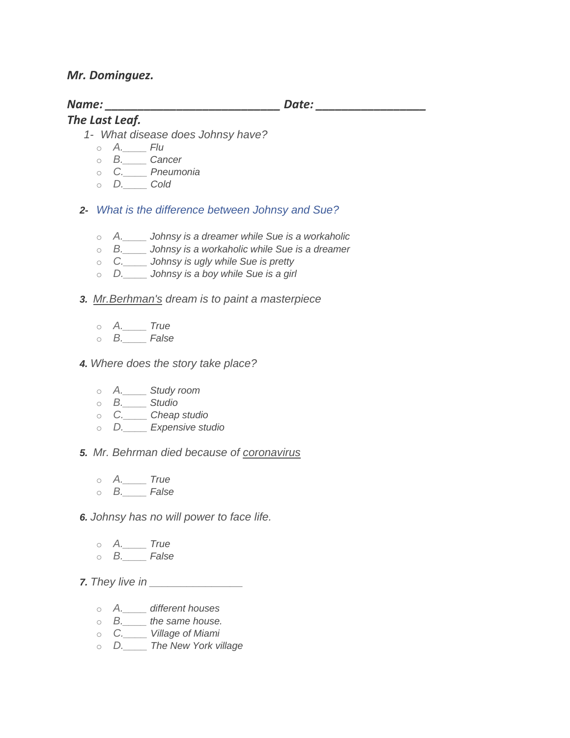***Mr. Dominguez.***

***Name: \_\_\_\_\_\_\_\_\_\_\_\_\_\_\_\_\_\_\_\_\_\_\_\_\_\_\_\_\_\_ Date: \_\_\_\_\_\_\_\_\_\_\_\_\_\_\_\_\_\_\_***

***The Last Leaf.***

*1- What disease does Johnsy have?*

- *A.\_\_\_\_ Flu*
- *B.\_\_\_\_ Cancer*
- *C.\_\_\_\_ Pneumonia*
- *D.\_\_\_\_ Cold*

***2-*** *What is the difference between Johnsy and Sue?*

- *A.\_\_\_\_ Johnsy is a dreamer while Sue is a workaholic*
- *B.\_\_\_\_ Johnsy is a workaholic while Sue is a dreamer*
- *C.\_\_\_\_ Johnsy is ugly while Sue is pretty*
- *D.\_\_\_\_ Johnsy is a boy while Sue is a girl*

***3.*** *Mr.Berhman's dream is to paint a masterpiece*

- *A.\_\_\_\_ True*
- *B.\_\_\_\_ False*

***4.*** *Where does the story take place?*

- *A.\_\_\_\_ Study room*
- *B.\_\_\_\_ Studio*
- *C.\_\_\_\_ Cheap studio*
- *D.\_\_\_\_ Expensive studio*

***5.*** *Mr. Behrman died because of coronavirus*

- *A.\_\_\_\_ True*
- *B.\_\_\_\_ False*

***6.*** *Johnsy has no will power to face life.*

- *A.\_\_\_\_ True*
- *B.\_\_\_\_ False*

***7.*** *They live in \_\_\_\_\_\_\_\_\_\_\_\_\_\_\_\_*

- *A.\_\_\_\_ different houses*
- *B.\_\_\_\_ the same house.*
- *C.\_\_\_\_ Village of Miami*
- *D.\_\_\_\_ The New York village*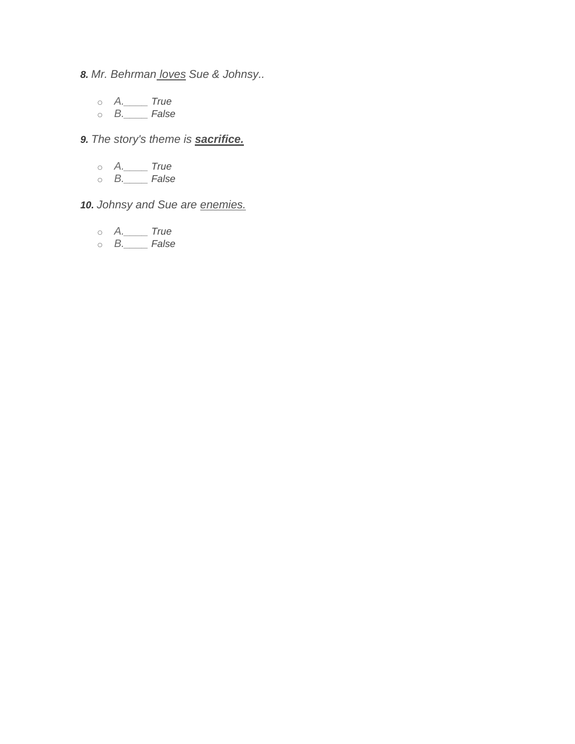***8.*** *Mr. Behrman <u>loves</u> Sue & Johnsy..*

- *A.____ True*
- *B.____ False*

***9.*** *The story's theme is **<u>sacrifice.</u>***

- *A.____ True*
- *B.____ False*

***10.*** *Johnsy and Sue are <u>enemies.</u>*

- *A.____ True*
- *B.____ False*